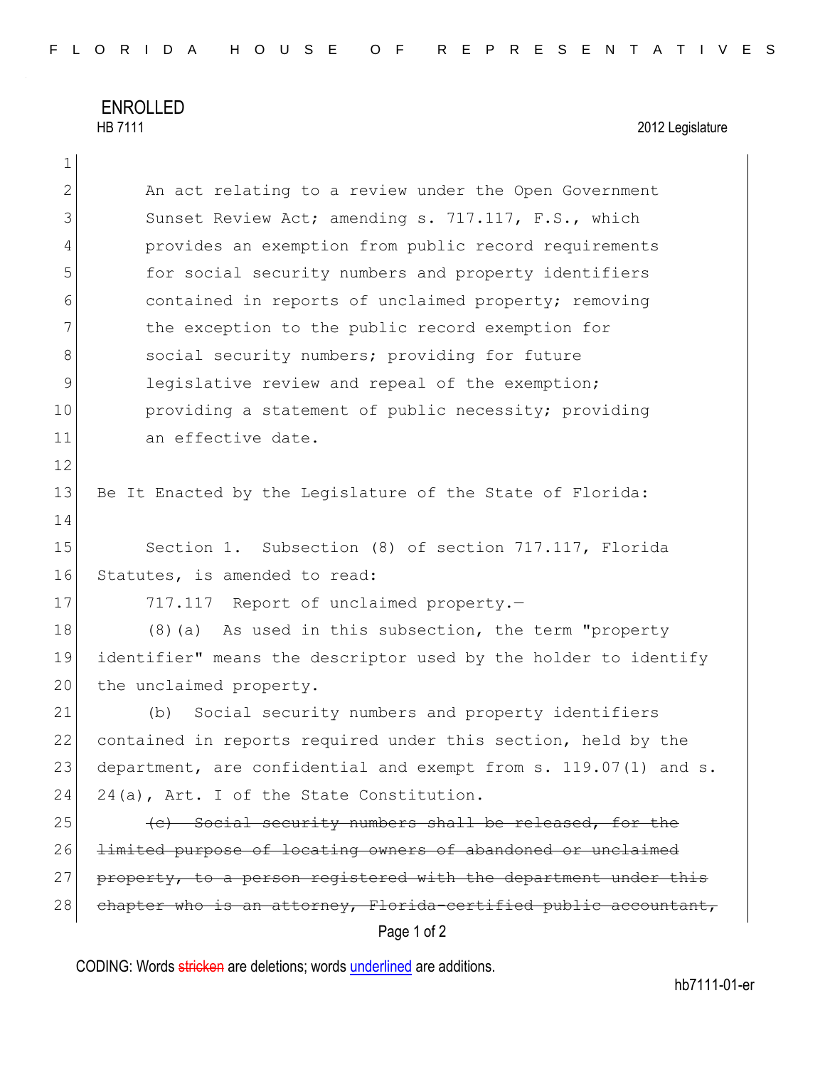ENROLLED

HB 7111 2012 Legislature

An act relating to a review under the Open Government Sunset Review Act; amending s. 717.117, F.S., which provides an exemption from public record requirements for social security numbers and property identifiers contained in reports of unclaimed property; removing the exception to the public record exemption for social security numbers; providing for future legislative review and repeal of the exemption; providing a statement of public necessity; providing an effective date.

Be It Enacted by the Legislature of the State of Florida:

Section 1. Subsection (8) of section 717.117, Florida Statutes, is amended to read:

717.117 Report of unclaimed property.—

(8)(a) As used in this subsection, the term "property identifier" means the descriptor used by the holder to identify the unclaimed property.

(b) Social security numbers and property identifiers contained in reports required under this section, held by the department, are confidential and exempt from s. 119.07(1) and s. 24(a), Art. I of the State Constitution.

~~(c) Social security numbers shall be released, for the limited purpose of locating owners of abandoned or unclaimed property, to a person registered with the department under this chapter who is an attorney, Florida-certified public accountant,~~

CODING: Words ~~stricken~~ are deletions; words underlined are additions.

hb7111-01-er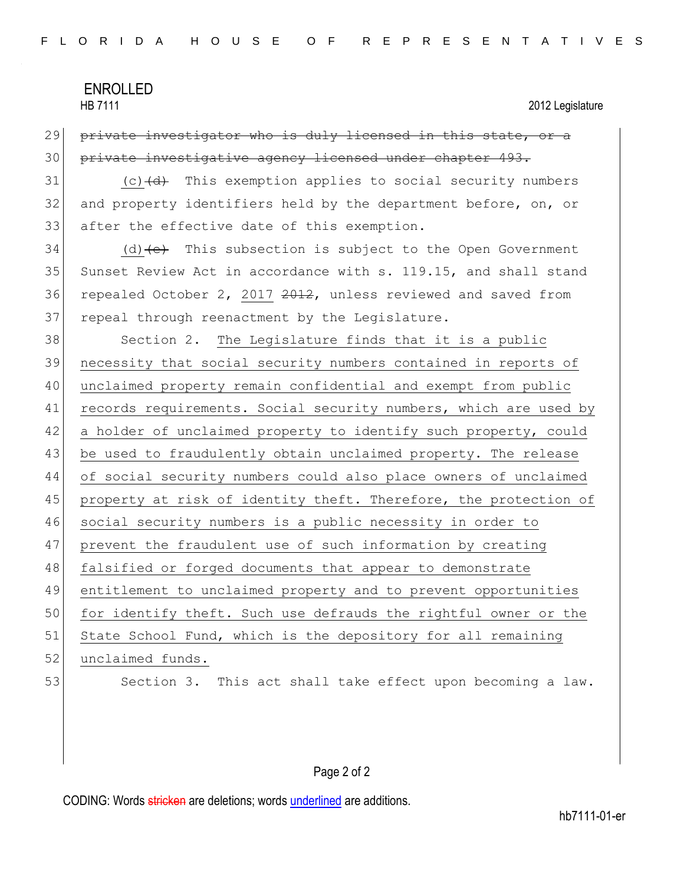ENROLLED

HB 7111 2012 Legislature

29 ~~private investigator who is duly licensed in this state, or a~~
30 ~~private investigative agency licensed under chapter 493.~~
31 (c)~~(d)~~ This exemption applies to social security numbers
32 and property identifiers held by the department before, on, or
33 after the effective date of this exemption.
34 (d)~~(e)~~ This subsection is subject to the Open Government
35 Sunset Review Act in accordance with s. 119.15, and shall stand
36 repealed October 2, 2017 ~~2012~~, unless reviewed and saved from
37 repeal through reenactment by the Legislature.
38 Section 2. The Legislature finds that it is a public
39 necessity that social security numbers contained in reports of
40 unclaimed property remain confidential and exempt from public
41 records requirements. Social security numbers, which are used by
42 a holder of unclaimed property to identify such property, could
43 be used to fraudulently obtain unclaimed property. The release
44 of social security numbers could also place owners of unclaimed
45 property at risk of identity theft. Therefore, the protection of
46 social security numbers is a public necessity in order to
47 prevent the fraudulent use of such information by creating
48 falsified or forged documents that appear to demonstrate
49 entitlement to unclaimed property and to prevent opportunities
50 for identify theft. Such use defrauds the rightful owner or the
51 State School Fund, which is the depository for all remaining
52 unclaimed funds.
53 Section 3. This act shall take effect upon becoming a law.

CODING: Words ~~stricken~~ are deletions; words underlined are additions.

hb7111-01-er